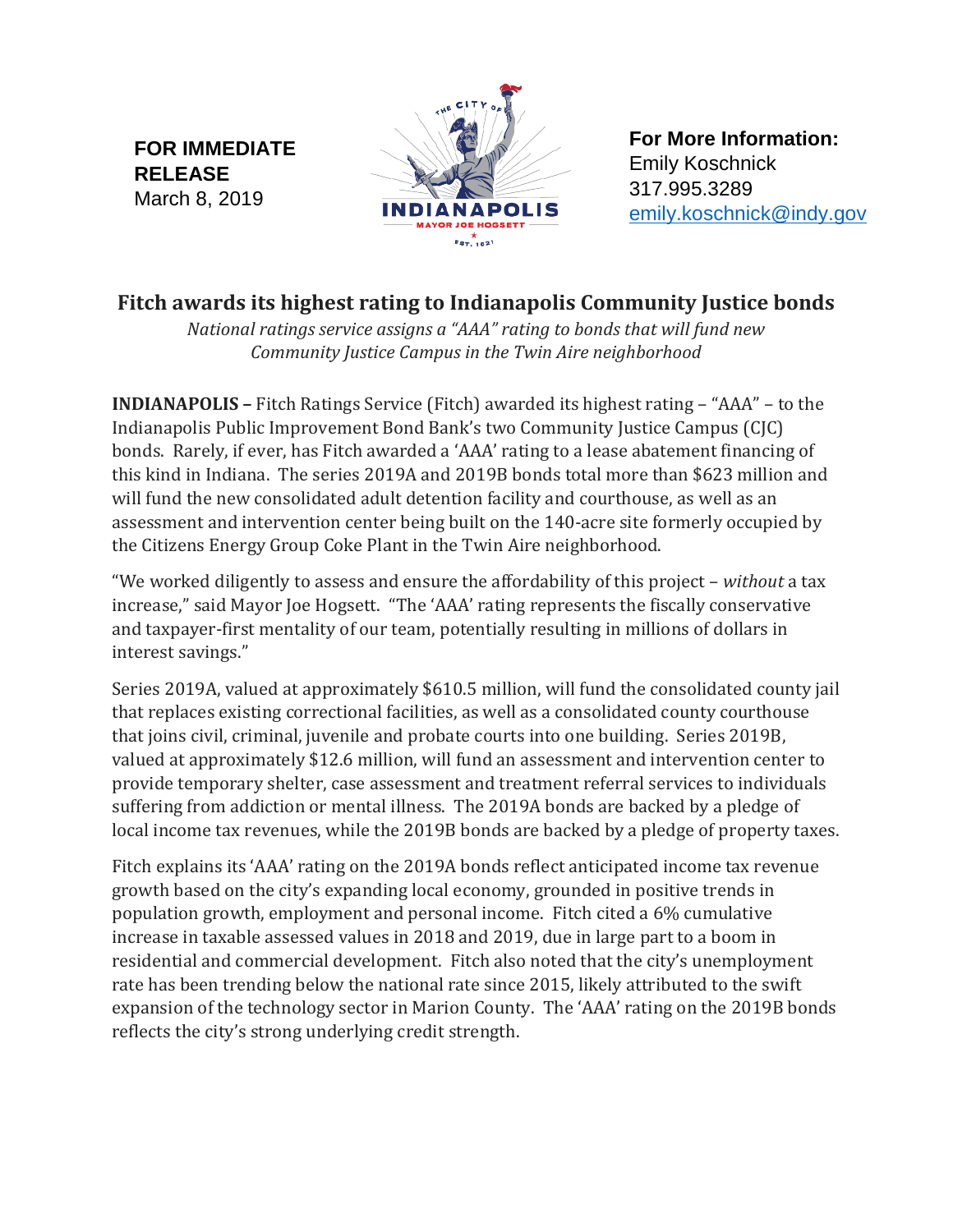**FOR IMMEDIATE RELEASE**
March 8, 2019

**For More Information:**
Emily Koschnick
317.995.3289
emily.koschnick@indy.gov

# Fitch awards its highest rating to Indianapolis Community Justice bonds

*National ratings service assigns a "AAA" rating to bonds that will fund new Community Justice Campus in the Twin Aire neighborhood*

**INDIANAPOLIS –** Fitch Ratings Service (Fitch) awarded its highest rating – "AAA" – to the Indianapolis Public Improvement Bond Bank's two Community Justice Campus (CJC) bonds. Rarely, if ever, has Fitch awarded a 'AAA' rating to a lease abatement financing of this kind in Indiana. The series 2019A and 2019B bonds total more than $623 million and will fund the new consolidated adult detention facility and courthouse, as well as an assessment and intervention center being built on the 140-acre site formerly occupied by the Citizens Energy Group Coke Plant in the Twin Aire neighborhood.

"We worked diligently to assess and ensure the affordability of this project – *without* a tax increase," said Mayor Joe Hogsett. "The 'AAA' rating represents the fiscally conservative and taxpayer-first mentality of our team, potentially resulting in millions of dollars in interest savings."

Series 2019A, valued at approximately $610.5 million, will fund the consolidated county jail that replaces existing correctional facilities, as well as a consolidated county courthouse that joins civil, criminal, juvenile and probate courts into one building. Series 2019B, valued at approximately $12.6 million, will fund an assessment and intervention center to provide temporary shelter, case assessment and treatment referral services to individuals suffering from addiction or mental illness. The 2019A bonds are backed by a pledge of local income tax revenues, while the 2019B bonds are backed by a pledge of property taxes.

Fitch explains its 'AAA' rating on the 2019A bonds reflect anticipated income tax revenue growth based on the city's expanding local economy, grounded in positive trends in population growth, employment and personal income. Fitch cited a 6% cumulative increase in taxable assessed values in 2018 and 2019, due in large part to a boom in residential and commercial development. Fitch also noted that the city's unemployment rate has been trending below the national rate since 2015, likely attributed to the swift expansion of the technology sector in Marion County. The 'AAA' rating on the 2019B bonds reflects the city's strong underlying credit strength.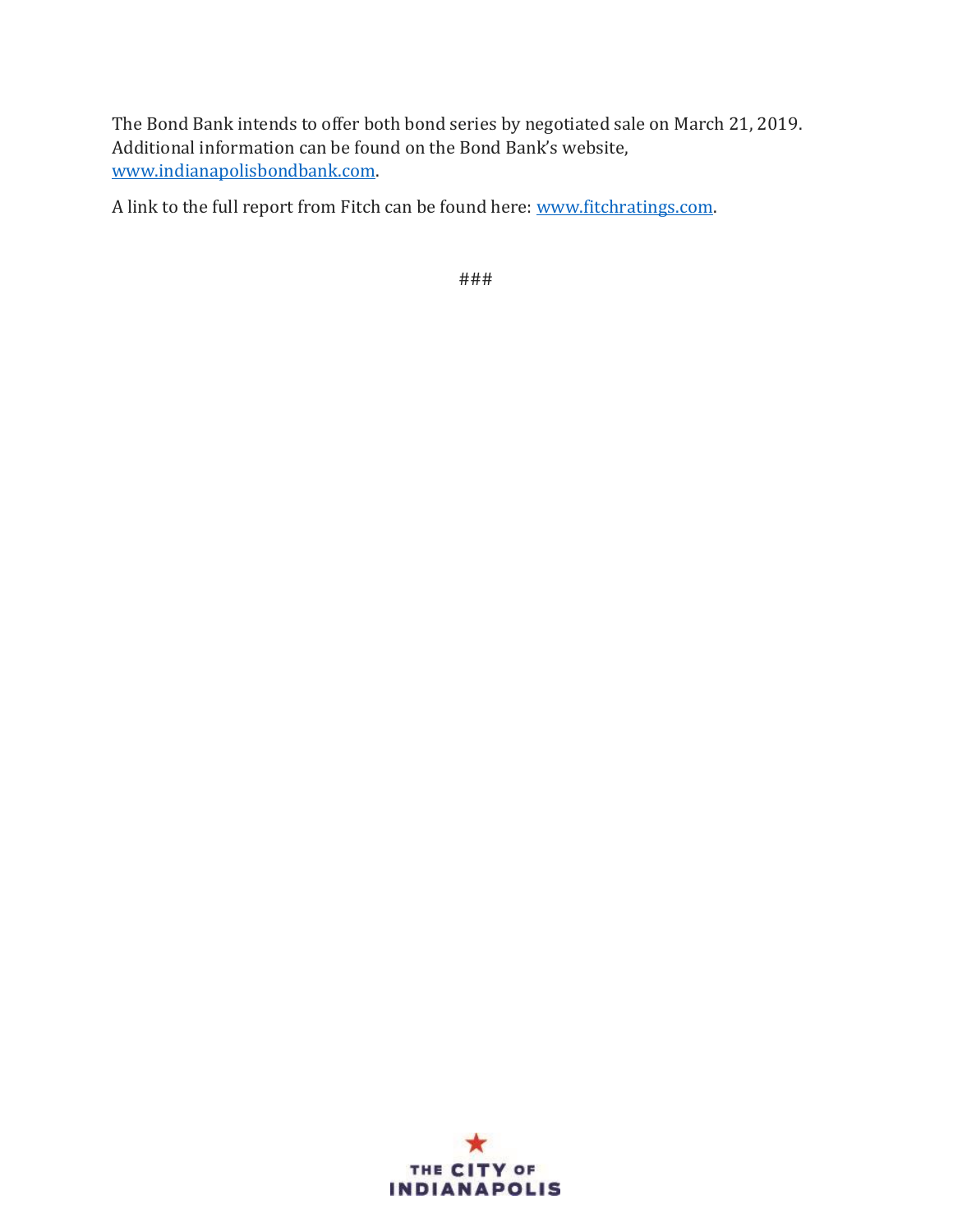The Bond Bank intends to offer both bond series by negotiated sale on March 21, 2019. Additional information can be found on the Bond Bank's website, [www.indianapolisbondbank.com](www.indianapolisbondbank.com).

A link to the full report from Fitch can be found here: [www.fitchratings.com](www.fitchratings.com).

###

THE CITY OF INDIANAPOLIS